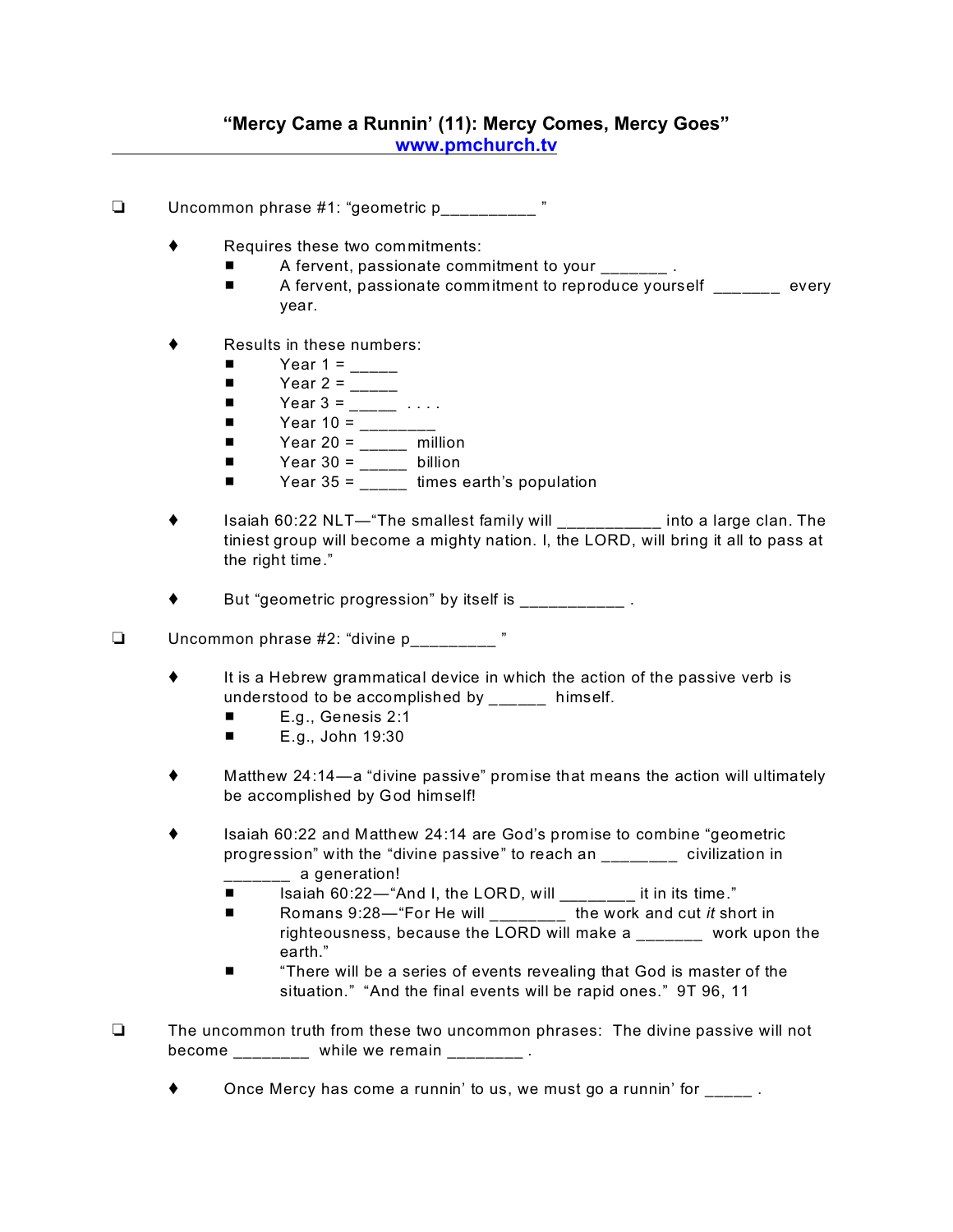# "Mercy Came a Runnin' (11): Mercy Comes, Mercy Goes"

**www.pmchurch.tv**

- Uncommon phrase #1: "geometric p__________ "
    - Requires these two commitments:
        - A fervent, passionate commitment to your _______ .
        - A fervent, passionate commitment to reproduce yourself _______ every year.
    - Results in these numbers:
        - Year 1 = _____
        - Year 2 = _____
        - Year 3 = _____ . . . .
        - Year 10 = ________
        - Year 20 = _____ million
        - Year 30 = _____ billion
        - Year 35 = _____ times earth's population
    - Isaiah 60:22 NLT—"The smallest family will ___________ into a large clan. The tiniest group will become a mighty nation. I, the LORD, will bring it all to pass at the right time."
    - But "geometric progression" by itself is ___________ .
- Uncommon phrase #2: "divine p_________ "
    - It is a Hebrew grammatical device in which the action of the passive verb is understood to be accomplished by _____ himself.
        - E.g., Genesis 2:1
        - E.g., John 19:30
    - Matthew 24:14—a "divine passive" promise that means the action will ultimately be accomplished by God himself!
    - Isaiah 60:22 and Matthew 24:14 are God's promise to combine "geometric progression" with the "divine passive" to reach an _______ civilization in _______ a generation!
        - Isaiah 60:22—"And I, the LORD, will _______ it in its time."
        - Romans 9:28—"For He will ________ the work and cut *it* short in righteousness, because the LORD will make a _______ work upon the earth."
        - "There will be a series of events revealing that God is master of the situation." "And the final events will be rapid ones." 9T 96, 11
- The uncommon truth from these two uncommon phrases: The divine passive will not become ________ while we remain ________ .
    - Once Mercy has come a runnin' to us, we must go a runnin' for _____ .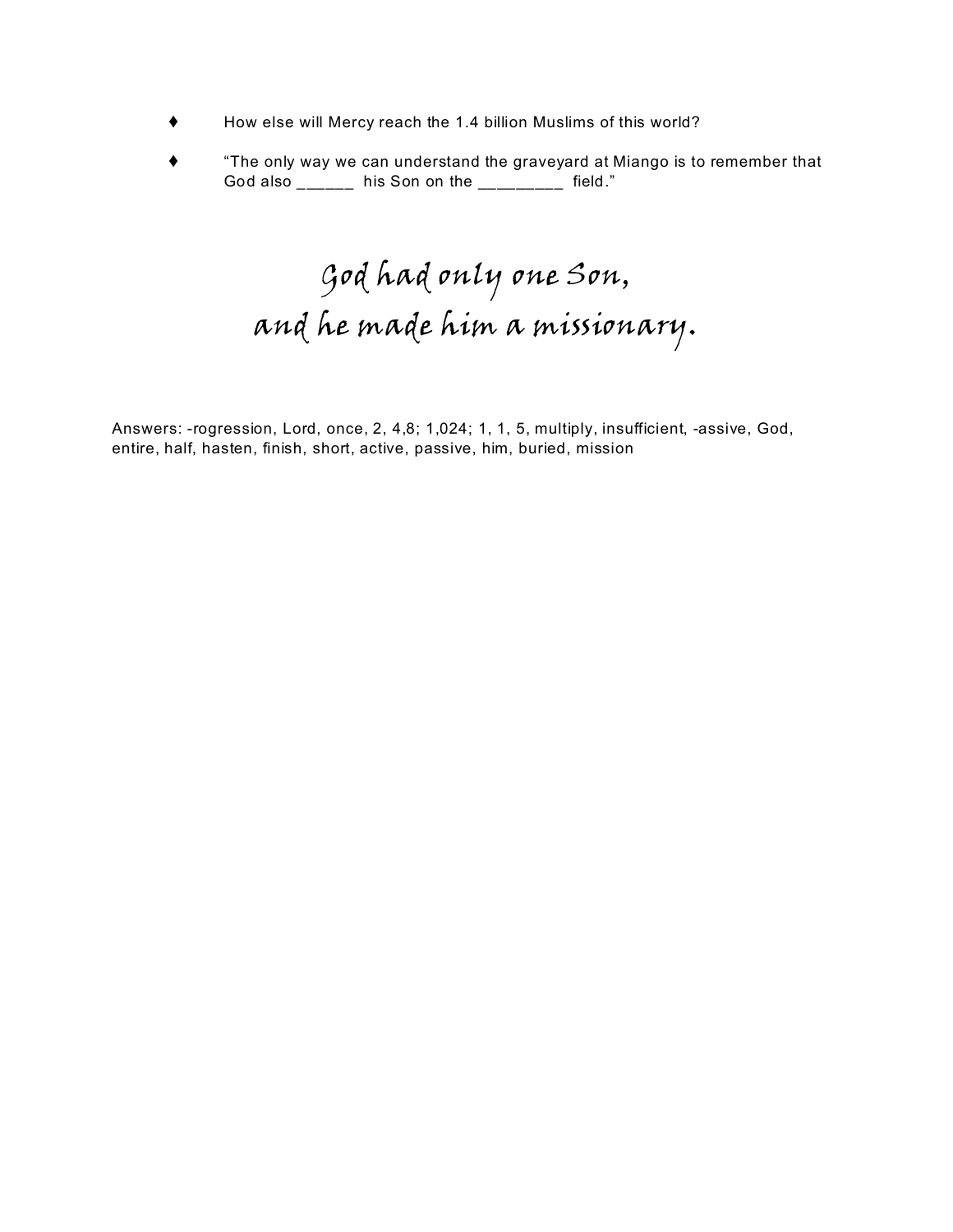- How else will Mercy reach the 1.4 billion Muslims of this world?
- “The only way we can understand the graveyard at Miango is to remember that God also ______ his Son on the _________ field.”

*God had only one Son,*
*and he made him a missionary.*

Answers: -rogression, Lord, once, 2, 4,8; 1,024; 1, 1, 5, multiply, insufficient, -assive, God, entire, half, hasten, finish, short, active, passive, him, buried, mission